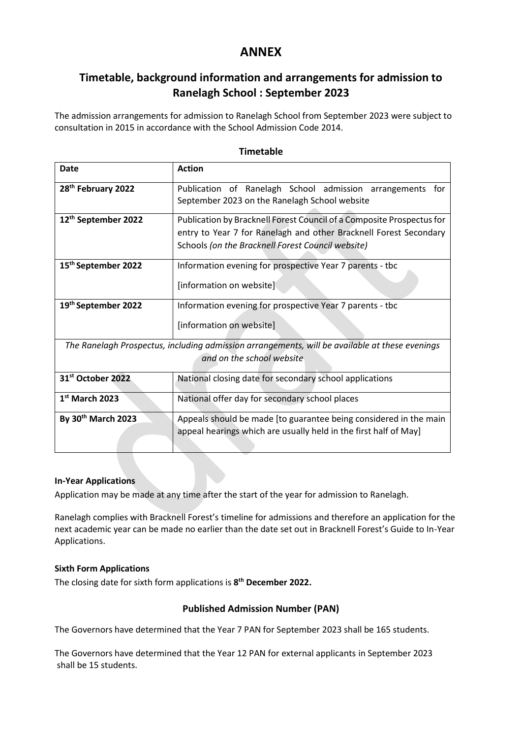# ANNEX

## Timetable, background information and arrangements for admission to Ranelagh School : September 2023

The admission arrangements for admission to Ranelagh School from September 2023 were subject to consultation in 2015 in accordance with the School Admission Code 2014.

### Timetable

| Date | Action |
|---|---|
| **28th February 2022** | Publication of Ranelagh School admission arrangements for September 2023 on the Ranelagh School website |
| **12th September 2022** | Publication by Bracknell Forest Council of a Composite Prospectus for entry to Year 7 for Ranelagh and other Bracknell Forest Secondary Schools *(on the Bracknell Forest Council website)* |
| **15th September 2022** | Information evening for prospective Year 7 parents - tbc<br><br>[information on website] |
| **19th September 2022** | Information evening for prospective Year 7 parents - tbc<br><br>[information on website] |
| *The Ranelagh Prospectus, including admission arrangements, will be available at these evenings and on the school website* | |
| **31st October 2022** | National closing date for secondary school applications |
| **1st March 2023** | National offer day for secondary school places |
| **By 30th March 2023** | Appeals should be made [to guarantee being considered in the main appeal hearings which are usually held in the first half of May] |

**In-Year Applications**

Application may be made at any time after the start of the year for admission to Ranelagh.

Ranelagh complies with Bracknell Forest's timeline for admissions and therefore an application for the next academic year can be made no earlier than the date set out in Bracknell Forest's Guide to In-Year Applications.

**Sixth Form Applications**

The closing date for sixth form applications is **8th December 2022.**

### Published Admission Number (PAN)

The Governors have determined that the Year 7 PAN for September 2023 shall be 165 students.

The Governors have determined that the Year 12 PAN for external applicants in September 2023 shall be 15 students.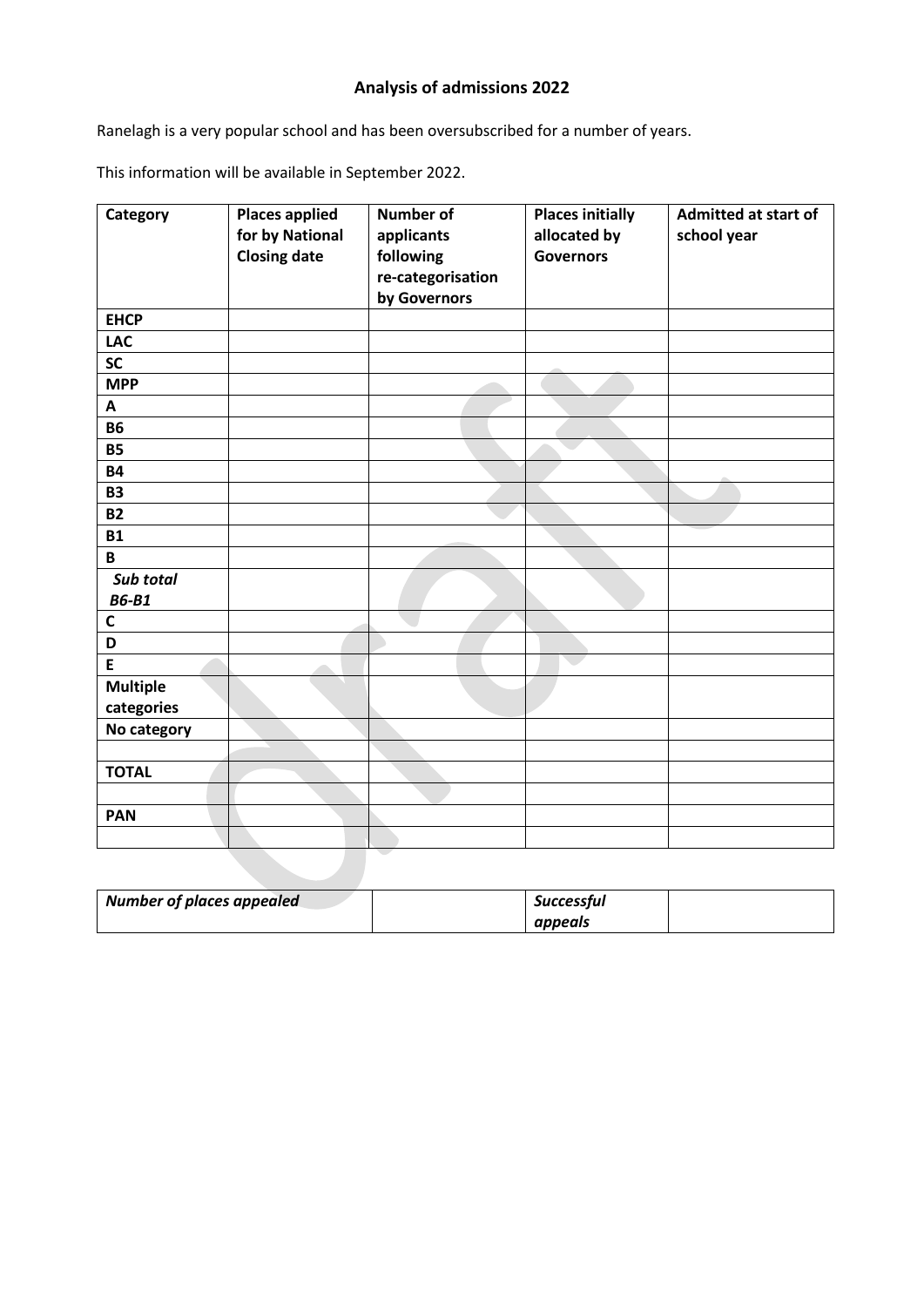## Analysis of admissions 2022

Ranelagh is a very popular school and has been oversubscribed for a number of years.

This information will be available in September 2022.

| **Category** | **Places applied for by National Closing date** | **Number of applicants following re-categorisation by Governors** | **Places initially allocated by Governors** | **Admitted at start of school year** |
|---|---|---|---|---|
| **EHCP** | | | | |
| **LAC** | | | | |
| **SC** | | | | |
| **MPP** | | | | |
| **A** | | | | |
| **B6** | | | | |
| **B5** | | | | |
| **B4** | | | | |
| **B3** | | | | |
| **B2** | | | | |
| **B1** | | | | |
| **B** | | | | |
| ***Sub total B6-B1*** | | | | |
| **C** | | | | |
| **D** | | | | |
| **E** | | | | |
| **Multiple categories** | | | | |
| **No category** | | | | |
| | | | | |
| **TOTAL** | | | | |
| | | | | |
| **PAN** | | | | |
| | | | | |

| ***Number of places appealed*** | | ***Successful appeals*** | |
|---|---|---|---|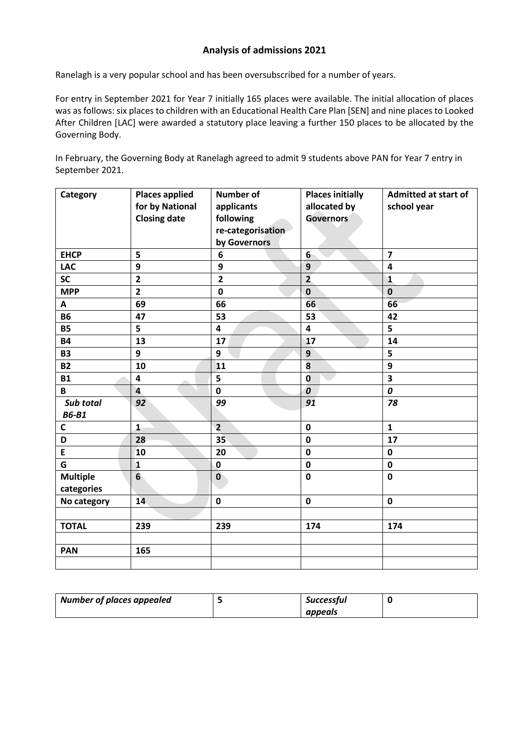## Analysis of admissions 2021

Ranelagh is a very popular school and has been oversubscribed for a number of years.

For entry in September 2021 for Year 7 initially 165 places were available. The initial allocation of places was as follows: six places to children with an Educational Health Care Plan [SEN] and nine places to Looked After Children [LAC] were awarded a statutory place leaving a further 150 places to be allocated by the Governing Body.

In February, the Governing Body at Ranelagh agreed to admit 9 students above PAN for Year 7 entry in September 2021.

| **Category** | **Places applied for by National Closing date** | **Number of applicants following re-categorisation by Governors** | **Places initially allocated by Governors** | **Admitted at start of school year** |
|---|---|---|---|---|
| **EHCP** | **5** | **6** | **6** | **7** |
| **LAC** | **9** | **9** | **9** | **4** |
| **SC** | **2** | **2** | **2** | **1** |
| **MPP** | **2** | **0** | **0** | **0** |
| **A** | **69** | **66** | **66** | **66** |
| **B6** | **47** | **53** | **53** | **42** |
| **B5** | **5** | **4** | **4** | **5** |
| **B4** | **13** | **17** | **17** | **14** |
| **B3** | **9** | **9** | **9** | **5** |
| **B2** | **10** | **11** | **8** | **9** |
| **B1** | **4** | **5** | **0** | **3** |
| **B** | **4** | **0** | ***0*** | ***0*** |
| ***Sub total B6-B1*** | ***92*** | ***99*** | ***91*** | ***78*** |
| **C** | **1** | **2** | **0** | **1** |
| **D** | **28** | **35** | **0** | **17** |
| **E** | **10** | **20** | **0** | **0** |
| **G** | **1** | **0** | **0** | **0** |
| **Multiple categories** | **6** | **0** | **0** | **0** |
| **No category** | **14** | **0** | **0** | **0** |
| | | | | |
| **TOTAL** | **239** | **239** | **174** | **174** |
| | | | | |
| **PAN** | **165** | | | |
| | | | | |

| ***Number of places appealed*** | **5** | ***Successful appeals*** | **0** |
|---|---|---|---|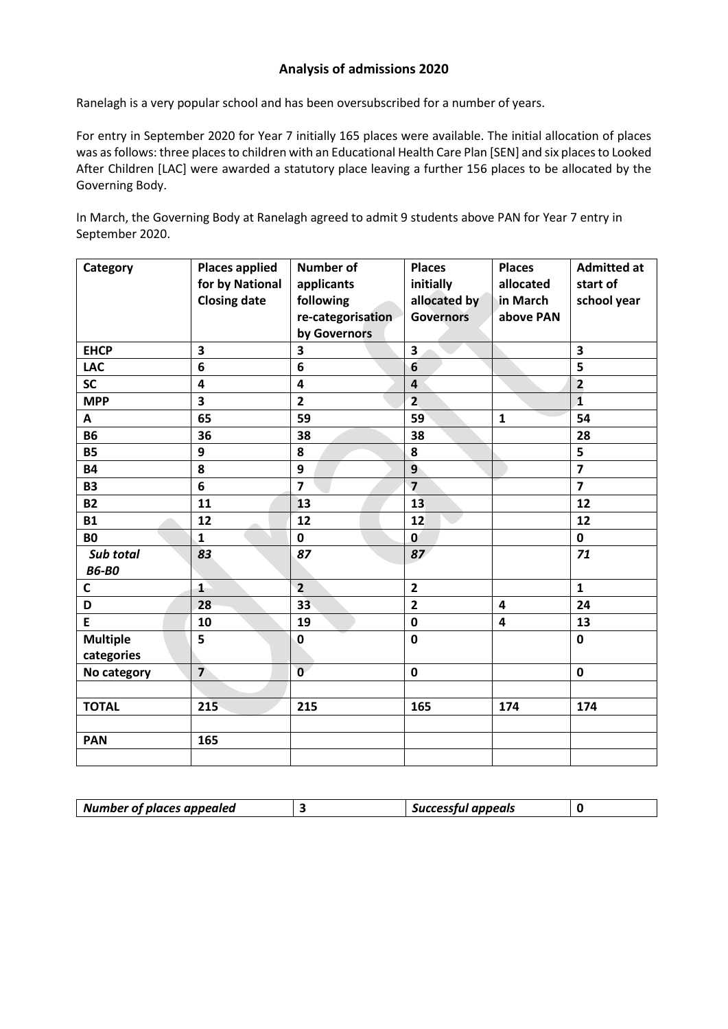# Analysis of admissions 2020

Ranelagh is a very popular school and has been oversubscribed for a number of years.

For entry in September 2020 for Year 7 initially 165 places were available. The initial allocation of places was as follows: three places to children with an Educational Health Care Plan [SEN] and six places to Looked After Children [LAC] were awarded a statutory place leaving a further 156 places to be allocated by the Governing Body.

In March, the Governing Body at Ranelagh agreed to admit 9 students above PAN for Year 7 entry in September 2020.

| Category | Places applied for by National Closing date | Number of applicants following re-categorisation by Governors | Places initially allocated by Governors | Places allocated in March above PAN | Admitted at start of school year |
|---|---|---|---|---|---|
| **EHCP** | **3** | **3** | **3** | | **3** |
| **LAC** | **6** | **6** | **6** | | **5** |
| **SC** | **4** | **4** | **4** | | **2** |
| **MPP** | **3** | **2** | **2** | | **1** |
| **A** | **65** | **59** | **59** | **1** | **54** |
| **B6** | **36** | **38** | **38** | | **28** |
| **B5** | **9** | **8** | **8** | | **5** |
| **B4** | **8** | **9** | **9** | | **7** |
| **B3** | **6** | **7** | **7** | | **7** |
| **B2** | **11** | **13** | **13** | | **12** |
| **B1** | **12** | **12** | **12** | | **12** |
| **B0** | **1** | **0** | **0** | | **0** |
| ***Sub total B6-B0*** | ***83*** | ***87*** | ***87*** | | ***71*** |
| **C** | **1** | **2** | **2** | | **1** |
| **D** | **28** | **33** | **2** | **4** | **24** |
| **E** | **10** | **19** | **0** | **4** | **13** |
| **Multiple categories** | **5** | **0** | **0** | | **0** |
| **No category** | **7** | **0** | **0** | | **0** |
| | | | | | |
| **TOTAL** | **215** | **215** | **165** | **174** | **174** |
| | | | | | |
| **PAN** | **165** | | | | |
| | | | | | |

| ***Number of places appealed*** | **3** | ***Successful appeals*** | **0** |
|---|---|---|---|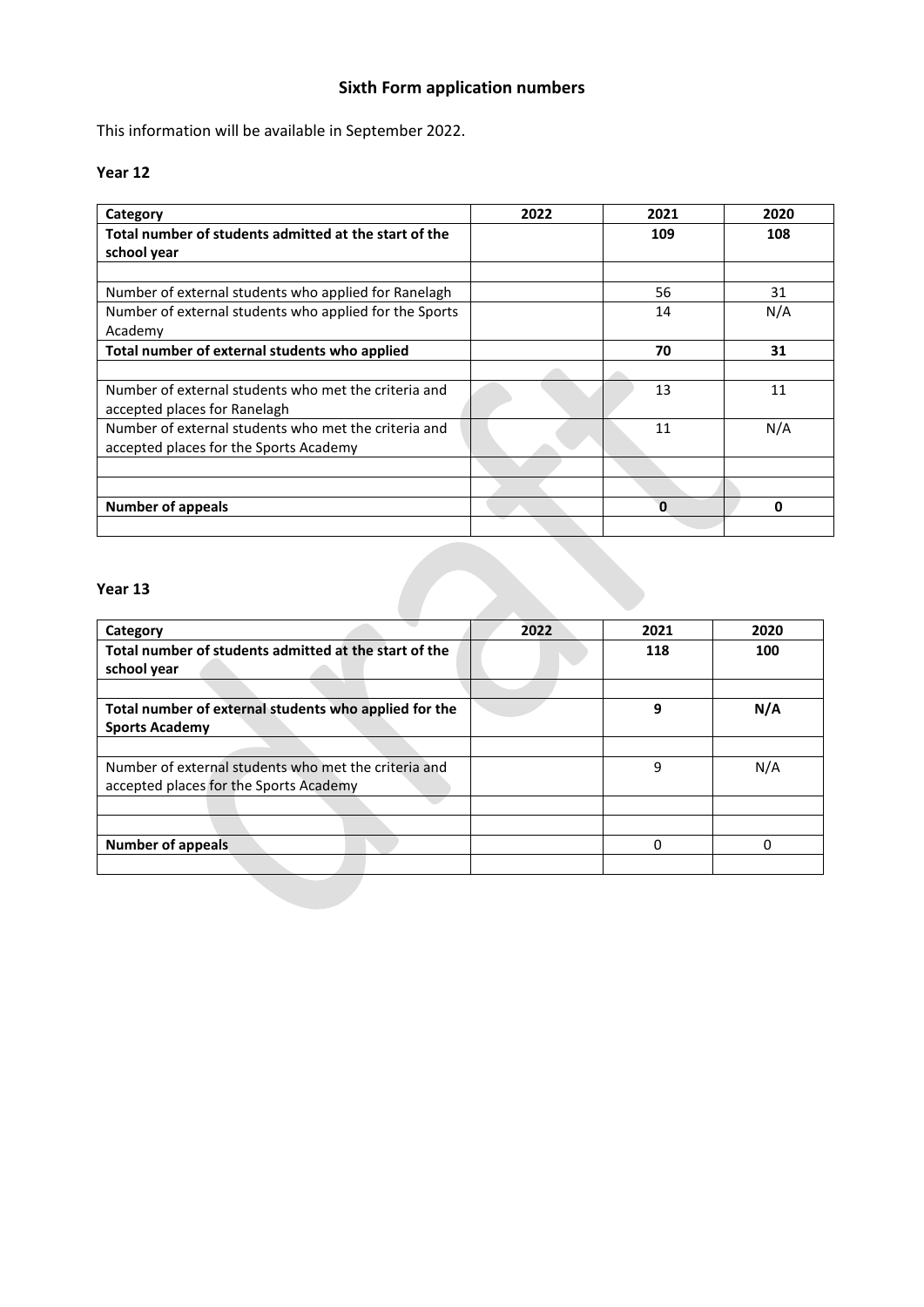# Sixth Form application numbers

This information will be available in September 2022.

### Year 12

| Category | 2022 | 2021 | 2020 |
|---|---|---|---|
| **Total number of students admitted at the start of the school year** | | **109** | **108** |
| | | | |
| Number of external students who applied for Ranelagh | | 56 | 31 |
| Number of external students who applied for the Sports Academy | | 14 | N/A |
| **Total number of external students who applied** | | **70** | **31** |
| | | | |
| Number of external students who met the criteria and accepted places for Ranelagh | | 13 | 11 |
| Number of external students who met the criteria and accepted places for the Sports Academy | | 11 | N/A |
| | | | |
| | | | |
| **Number of appeals** | | **0** | **0** |
| | | | |

### Year 13

| Category | 2022 | 2021 | 2020 |
|---|---|---|---|
| **Total number of students admitted at the start of the school year** | | **118** | **100** |
| | | | |
| **Total number of external students who applied for the Sports Academy** | | **9** | **N/A** |
| | | | |
| Number of external students who met the criteria and accepted places for the Sports Academy | | 9 | N/A |
| | | | |
| | | | |
| **Number of appeals** | | 0 | 0 |
| | | | |